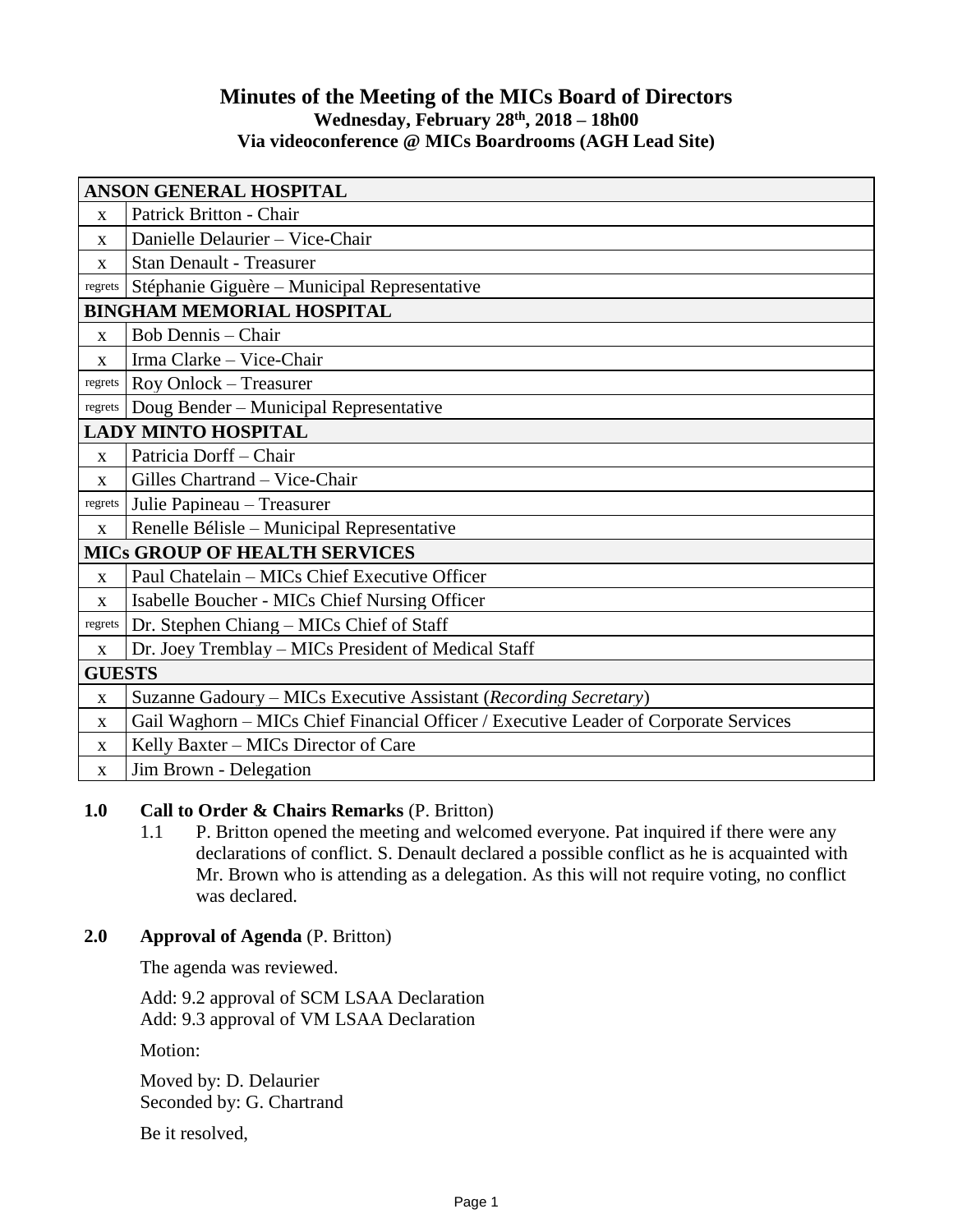# Minutes of the Meeting of the MICs Board of Directors

**Wednesday, February 28th, 2018 – 18h00**

**Via videoconference @ MICs Boardrooms (AGH Lead Site)**

| **ANSON GENERAL HOSPITAL** | |
|---|---|
| x | Patrick Britton - Chair |
| x | Danielle Delaurier – Vice-Chair |
| x | Stan Denault - Treasurer |
| regrets | Stéphanie Giguère – Municipal Representative |
| **BINGHAM MEMORIAL HOSPITAL** | |
| x | Bob Dennis – Chair |
| x | Irma Clarke – Vice-Chair |
| regrets | Roy Onlock – Treasurer |
| regrets | Doug Bender – Municipal Representative |
| **LADY MINTO HOSPITAL** | |
| x | Patricia Dorff – Chair |
| x | Gilles Chartrand – Vice-Chair |
| regrets | Julie Papineau – Treasurer |
| x | Renelle Bélisle – Municipal Representative |
| **MICs GROUP OF HEALTH SERVICES** | |
| x | Paul Chatelain – MICs Chief Executive Officer |
| x | Isabelle Boucher - MICs Chief Nursing Officer |
| regrets | Dr. Stephen Chiang – MICs Chief of Staff |
| x | Dr. Joey Tremblay – MICs President of Medical Staff |
| **GUESTS** | |
| x | Suzanne Gadoury – MICs Executive Assistant (*Recording Secretary*) |
| x | Gail Waghorn – MICs Chief Financial Officer / Executive Leader of Corporate Services |
| x | Kelly Baxter – MICs Director of Care |
| x | Jim Brown - Delegation |

**1.0 Call to Order & Chairs Remarks** (P. Britton)

1.1 P. Britton opened the meeting and welcomed everyone. Pat inquired if there were any declarations of conflict. S. Denault declared a possible conflict as he is acquainted with Mr. Brown who is attending as a delegation. As this will not require voting, no conflict was declared.

**2.0 Approval of Agenda** (P. Britton)

The agenda was reviewed.

Add: 9.2 approval of SCM LSAA Declaration
Add: 9.3 approval of VM LSAA Declaration

Motion:

Moved by: D. Delaurier
Seconded by: G. Chartrand

Be it resolved,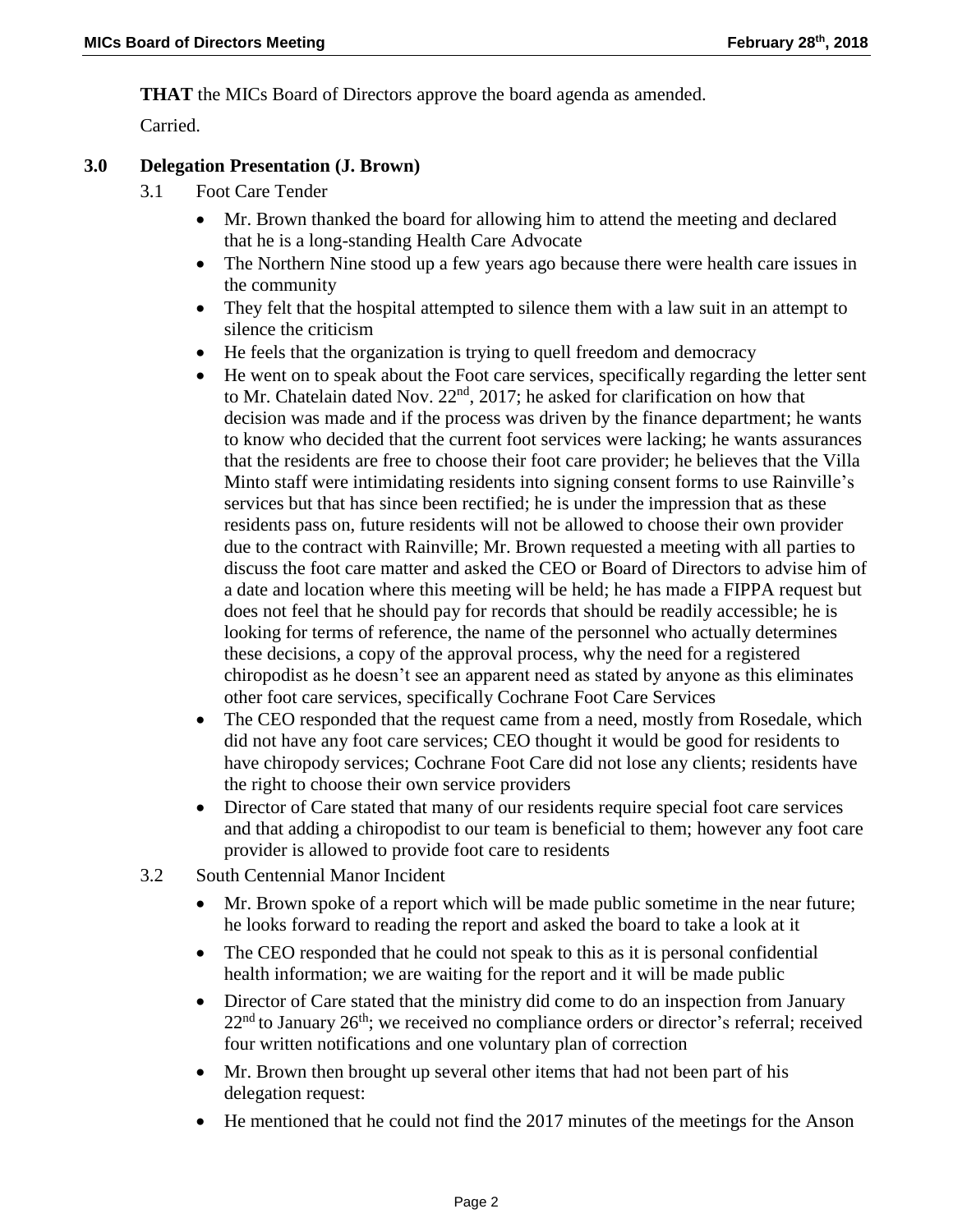**THAT** the MICs Board of Directors approve the board agenda as amended.

Carried.

## 3.0 Delegation Presentation (J. Brown)

3.1 Foot Care Tender

- Mr. Brown thanked the board for allowing him to attend the meeting and declared that he is a long-standing Health Care Advocate
- The Northern Nine stood up a few years ago because there were health care issues in the community
- They felt that the hospital attempted to silence them with a law suit in an attempt to silence the criticism
- He feels that the organization is trying to quell freedom and democracy
- He went on to speak about the Foot care services, specifically regarding the letter sent to Mr. Chatelain dated Nov. 22nd, 2017; he asked for clarification on how that decision was made and if the process was driven by the finance department; he wants to know who decided that the current foot services were lacking; he wants assurances that the residents are free to choose their foot care provider; he believes that the Villa Minto staff were intimidating residents into signing consent forms to use Rainville's services but that has since been rectified; he is under the impression that as these residents pass on, future residents will not be allowed to choose their own provider due to the contract with Rainville; Mr. Brown requested a meeting with all parties to discuss the foot care matter and asked the CEO or Board of Directors to advise him of a date and location where this meeting will be held; he has made a FIPPA request but does not feel that he should pay for records that should be readily accessible; he is looking for terms of reference, the name of the personnel who actually determines these decisions, a copy of the approval process, why the need for a registered chiropodist as he doesn't see an apparent need as stated by anyone as this eliminates other foot care services, specifically Cochrane Foot Care Services
- The CEO responded that the request came from a need, mostly from Rosedale, which did not have any foot care services; CEO thought it would be good for residents to have chiropody services; Cochrane Foot Care did not lose any clients; residents have the right to choose their own service providers
- Director of Care stated that many of our residents require special foot care services and that adding a chiropodist to our team is beneficial to them; however any foot care provider is allowed to provide foot care to residents

3.2 South Centennial Manor Incident

- Mr. Brown spoke of a report which will be made public sometime in the near future; he looks forward to reading the report and asked the board to take a look at it
- The CEO responded that he could not speak to this as it is personal confidential health information; we are waiting for the report and it will be made public
- Director of Care stated that the ministry did come to do an inspection from January 22nd to January 26th; we received no compliance orders or director's referral; received four written notifications and one voluntary plan of correction
- Mr. Brown then brought up several other items that had not been part of his delegation request:
- He mentioned that he could not find the 2017 minutes of the meetings for the Anson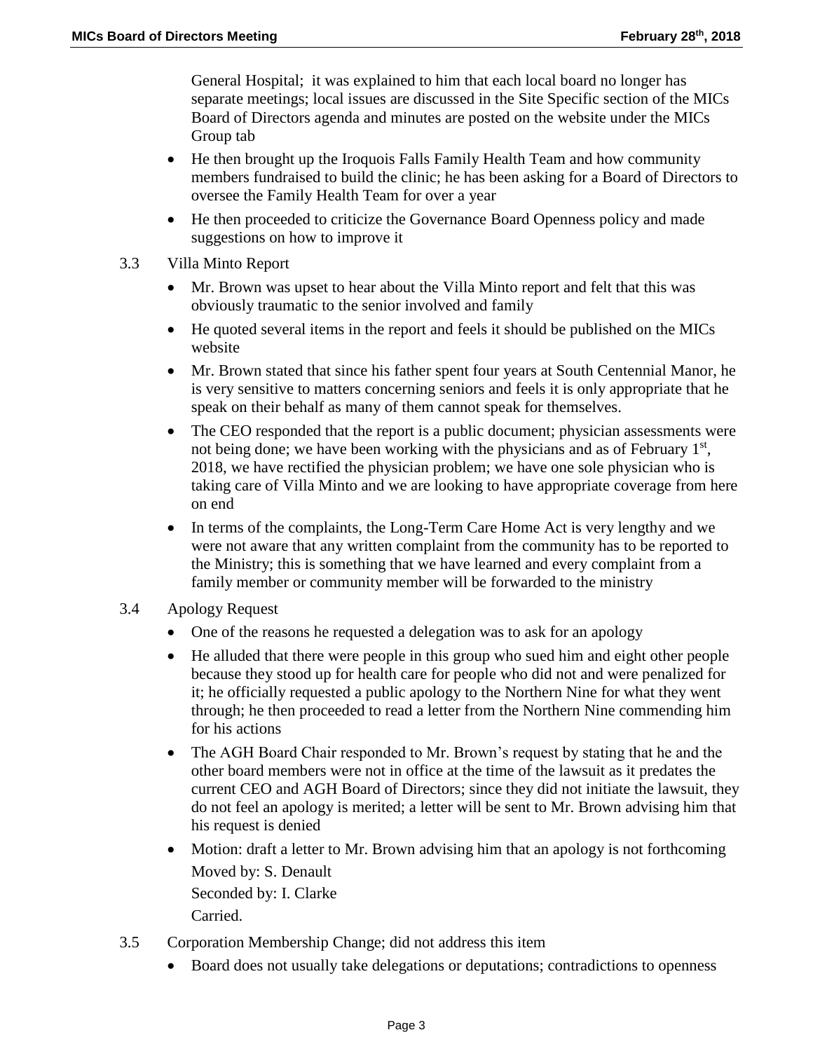General Hospital;  it was explained to him that each local board no longer has separate meetings; local issues are discussed in the Site Specific section of the MICs Board of Directors agenda and minutes are posted on the website under the MICs Group tab

- He then brought up the Iroquois Falls Family Health Team and how community members fundraised to build the clinic; he has been asking for a Board of Directors to oversee the Family Health Team for over a year
- He then proceeded to criticize the Governance Board Openness policy and made suggestions on how to improve it

3.3 Villa Minto Report

- Mr. Brown was upset to hear about the Villa Minto report and felt that this was obviously traumatic to the senior involved and family
- He quoted several items in the report and feels it should be published on the MICs website
- Mr. Brown stated that since his father spent four years at South Centennial Manor, he is very sensitive to matters concerning seniors and feels it is only appropriate that he speak on their behalf as many of them cannot speak for themselves.
- The CEO responded that the report is a public document; physician assessments were not being done; we have been working with the physicians and as of February 1st, 2018, we have rectified the physician problem; we have one sole physician who is taking care of Villa Minto and we are looking to have appropriate coverage from here on end
- In terms of the complaints, the Long-Term Care Home Act is very lengthy and we were not aware that any written complaint from the community has to be reported to the Ministry; this is something that we have learned and every complaint from a family member or community member will be forwarded to the ministry

3.4 Apology Request

- One of the reasons he requested a delegation was to ask for an apology
- He alluded that there were people in this group who sued him and eight other people because they stood up for health care for people who did not and were penalized for it; he officially requested a public apology to the Northern Nine for what they went through; he then proceeded to read a letter from the Northern Nine commending him for his actions
- The AGH Board Chair responded to Mr. Brown's request by stating that he and the other board members were not in office at the time of the lawsuit as it predates the current CEO and AGH Board of Directors; since they did not initiate the lawsuit, they do not feel an apology is merited; a letter will be sent to Mr. Brown advising him that his request is denied
- Motion: draft a letter to Mr. Brown advising him that an apology is not forthcoming
  Moved by: S. Denault
  Seconded by: I. Clarke
  Carried.

3.5 Corporation Membership Change; did not address this item

- Board does not usually take delegations or deputations; contradictions to openness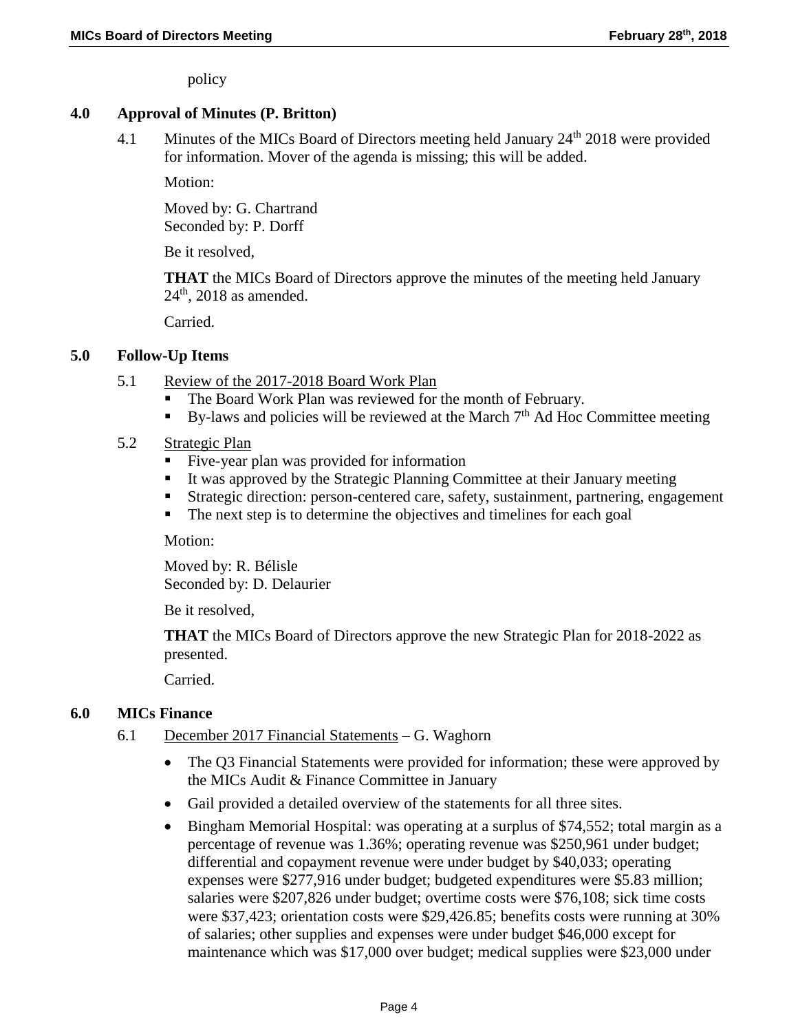policy

## 4.0 Approval of Minutes (P. Britton)

4.1 Minutes of the MICs Board of Directors meeting held January 24th 2018 were provided for information. Mover of the agenda is missing; this will be added.

Motion:

Moved by: G. Chartrand
Seconded by: P. Dorff

Be it resolved,

**THAT** the MICs Board of Directors approve the minutes of the meeting held January 24th, 2018 as amended.

Carried.

## 5.0 Follow-Up Items

5.1 Review of the 2017-2018 Board Work Plan

- The Board Work Plan was reviewed for the month of February.
- By-laws and policies will be reviewed at the March 7th Ad Hoc Committee meeting

5.2 Strategic Plan

- Five-year plan was provided for information
- It was approved by the Strategic Planning Committee at their January meeting
- Strategic direction: person-centered care, safety, sustainment, partnering, engagement
- The next step is to determine the objectives and timelines for each goal

Motion:

Moved by: R. Bélisle
Seconded by: D. Delaurier

Be it resolved,

**THAT** the MICs Board of Directors approve the new Strategic Plan for 2018-2022 as presented.

Carried.

## 6.0 MICs Finance

6.1 December 2017 Financial Statements – G. Waghorn

- The Q3 Financial Statements were provided for information; these were approved by the MICs Audit & Finance Committee in January
- Gail provided a detailed overview of the statements for all three sites.
- Bingham Memorial Hospital: was operating at a surplus of $74,552; total margin as a percentage of revenue was 1.36%; operating revenue was $250,961 under budget; differential and copayment revenue were under budget by $40,033; operating expenses were $277,916 under budget; budgeted expenditures were $5.83 million; salaries were $207,826 under budget; overtime costs were $76,108; sick time costs were $37,423; orientation costs were $29,426.85; benefits costs were running at 30% of salaries; other supplies and expenses were under budget $46,000 except for maintenance which was $17,000 over budget; medical supplies were $23,000 under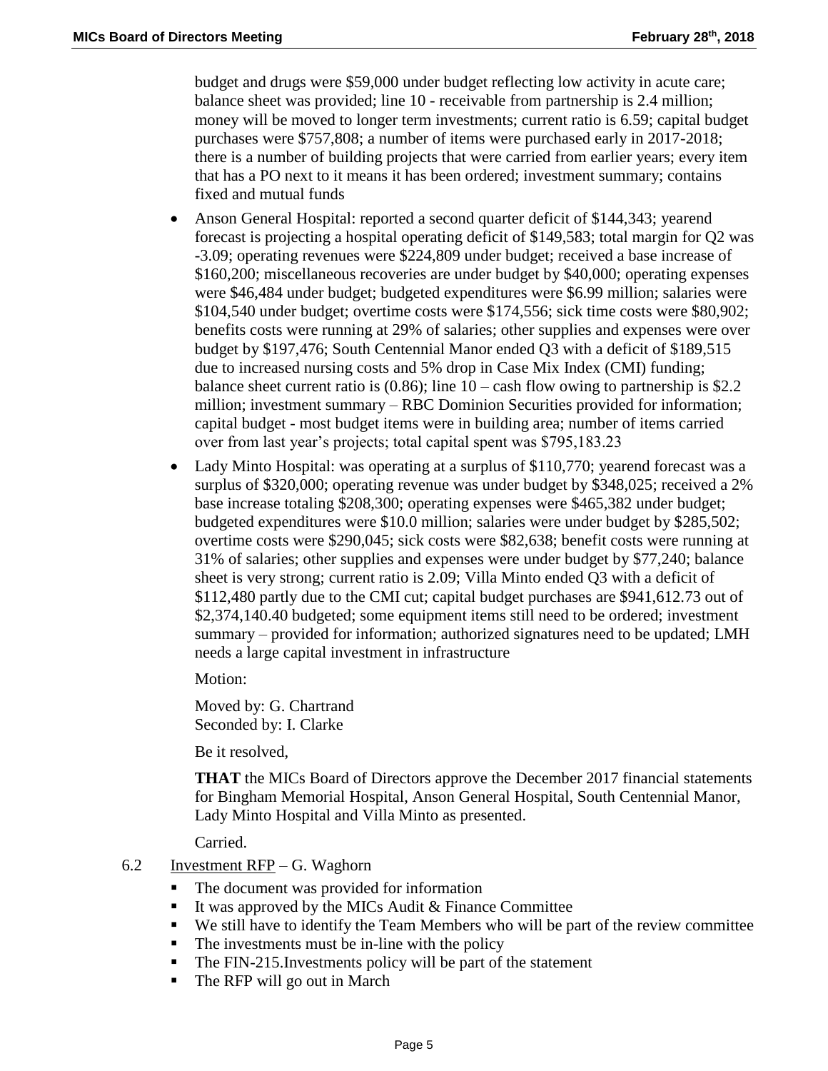budget and drugs were $59,000 under budget reflecting low activity in acute care; balance sheet was provided; line 10 - receivable from partnership is 2.4 million; money will be moved to longer term investments; current ratio is 6.59; capital budget purchases were $757,808; a number of items were purchased early in 2017-2018; there is a number of building projects that were carried from earlier years; every item that has a PO next to it means it has been ordered; investment summary; contains fixed and mutual funds

- Anson General Hospital: reported a second quarter deficit of $144,343; yearend forecast is projecting a hospital operating deficit of $149,583; total margin for Q2 was -3.09; operating revenues were $224,809 under budget; received a base increase of $160,200; miscellaneous recoveries are under budget by $40,000; operating expenses were $46,484 under budget; budgeted expenditures were $6.99 million; salaries were $104,540 under budget; overtime costs were $174,556; sick time costs were $80,902; benefits costs were running at 29% of salaries; other supplies and expenses were over budget by $197,476; South Centennial Manor ended Q3 with a deficit of $189,515 due to increased nursing costs and 5% drop in Case Mix Index (CMI) funding; balance sheet current ratio is (0.86); line 10 – cash flow owing to partnership is $2.2 million; investment summary – RBC Dominion Securities provided for information; capital budget - most budget items were in building area; number of items carried over from last year's projects; total capital spent was $795,183.23
- Lady Minto Hospital: was operating at a surplus of $110,770; yearend forecast was a surplus of $320,000; operating revenue was under budget by $348,025; received a 2% base increase totaling $208,300; operating expenses were $465,382 under budget; budgeted expenditures were $10.0 million; salaries were under budget by $285,502; overtime costs were $290,045; sick costs were $82,638; benefit costs were running at 31% of salaries; other supplies and expenses were under budget by $77,240; balance sheet is very strong; current ratio is 2.09; Villa Minto ended Q3 with a deficit of $112,480 partly due to the CMI cut; capital budget purchases are $941,612.73 out of $2,374,140.40 budgeted; some equipment items still need to be ordered; investment summary – provided for information; authorized signatures need to be updated; LMH needs a large capital investment in infrastructure

Motion:

Moved by: G. Chartrand
Seconded by: I. Clarke

Be it resolved,

**THAT** the MICs Board of Directors approve the December 2017 financial statements for Bingham Memorial Hospital, Anson General Hospital, South Centennial Manor, Lady Minto Hospital and Villa Minto as presented.

Carried.

6.2 Investment RFP – G. Waghorn

- The document was provided for information
- It was approved by the MICs Audit & Finance Committee
- We still have to identify the Team Members who will be part of the review committee
- The investments must be in-line with the policy
- The FIN-215.Investments policy will be part of the statement
- The RFP will go out in March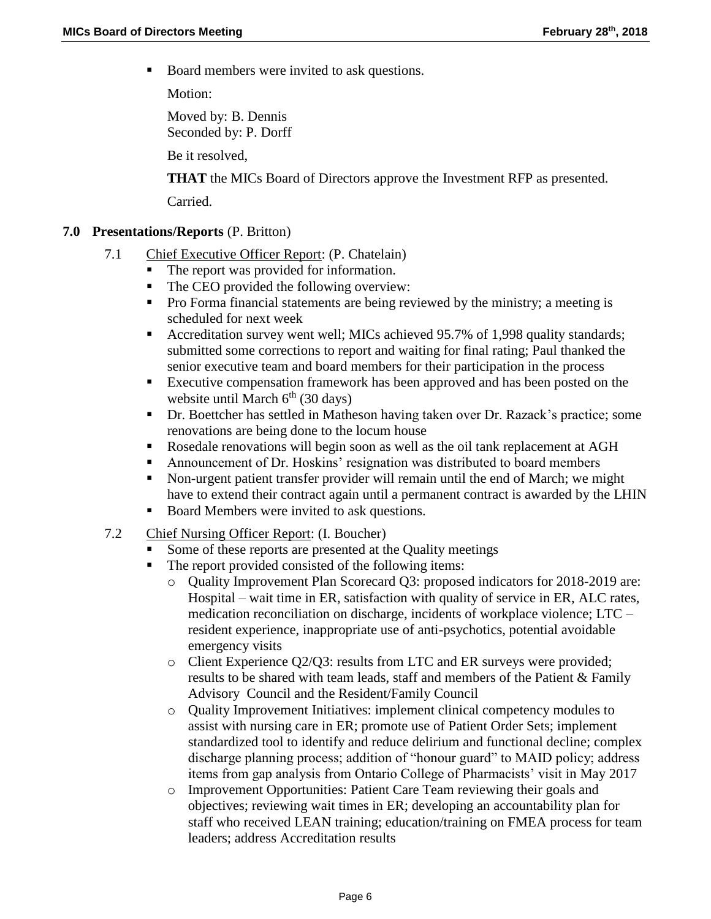- Board members were invited to ask questions.

  Motion:

  Moved by: B. Dennis
  Seconded by: P. Dorff

  Be it resolved,

  **THAT** the MICs Board of Directors approve the Investment RFP as presented.

  Carried.

## 7.0 Presentations/Reports (P. Britton)

7.1 Chief Executive Officer Report: (P. Chatelain)

- The report was provided for information.
- The CEO provided the following overview:
- Pro Forma financial statements are being reviewed by the ministry; a meeting is scheduled for next week
- Accreditation survey went well; MICs achieved 95.7% of 1,998 quality standards; submitted some corrections to report and waiting for final rating; Paul thanked the senior executive team and board members for their participation in the process
- Executive compensation framework has been approved and has been posted on the website until March 6th (30 days)
- Dr. Boettcher has settled in Matheson having taken over Dr. Razack's practice; some renovations are being done to the locum house
- Rosedale renovations will begin soon as well as the oil tank replacement at AGH
- Announcement of Dr. Hoskins' resignation was distributed to board members
- Non-urgent patient transfer provider will remain until the end of March; we might have to extend their contract again until a permanent contract is awarded by the LHIN
- Board Members were invited to ask questions.

7.2 Chief Nursing Officer Report: (I. Boucher)

- Some of these reports are presented at the Quality meetings
- The report provided consisted of the following items:
  - Quality Improvement Plan Scorecard Q3: proposed indicators for 2018-2019 are: Hospital – wait time in ER, satisfaction with quality of service in ER, ALC rates, medication reconciliation on discharge, incidents of workplace violence; LTC – resident experience, inappropriate use of anti-psychotics, potential avoidable emergency visits
  - Client Experience Q2/Q3: results from LTC and ER surveys were provided; results to be shared with team leads, staff and members of the Patient & Family Advisory Council and the Resident/Family Council
  - Quality Improvement Initiatives: implement clinical competency modules to assist with nursing care in ER; promote use of Patient Order Sets; implement standardized tool to identify and reduce delirium and functional decline; complex discharge planning process; addition of "honour guard" to MAID policy; address items from gap analysis from Ontario College of Pharmacists' visit in May 2017
  - Improvement Opportunities: Patient Care Team reviewing their goals and objectives; reviewing wait times in ER; developing an accountability plan for staff who received LEAN training; education/training on FMEA process for team leaders; address Accreditation results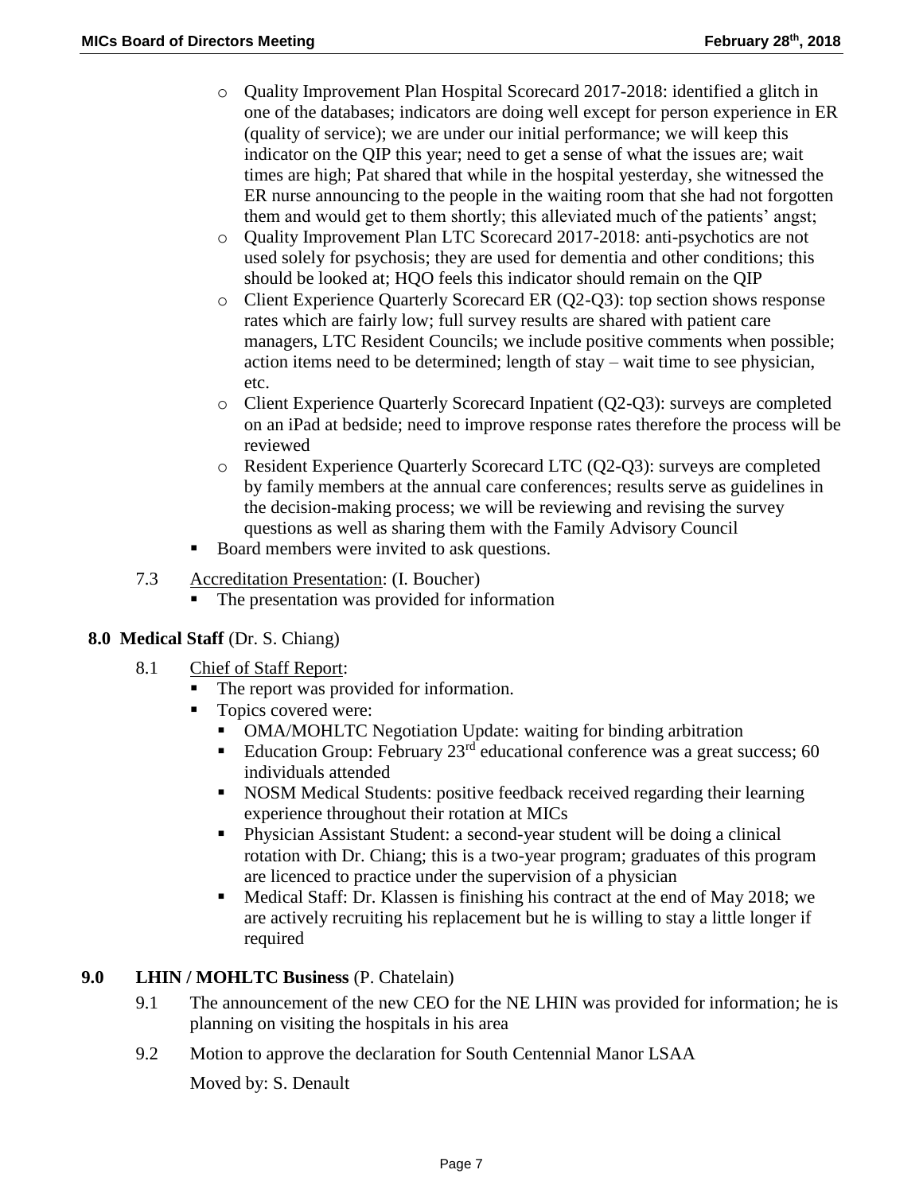- Quality Improvement Plan Hospital Scorecard 2017-2018: identified a glitch in one of the databases; indicators are doing well except for person experience in ER (quality of service); we are under our initial performance; we will keep this indicator on the QIP this year; need to get a sense of what the issues are; wait times are high; Pat shared that while in the hospital yesterday, she witnessed the ER nurse announcing to the people in the waiting room that she had not forgotten them and would get to them shortly; this alleviated much of the patients' angst;
- Quality Improvement Plan LTC Scorecard 2017-2018: anti-psychotics are not used solely for psychosis; they are used for dementia and other conditions; this should be looked at; HQO feels this indicator should remain on the QIP
- Client Experience Quarterly Scorecard ER (Q2-Q3): top section shows response rates which are fairly low; full survey results are shared with patient care managers, LTC Resident Councils; we include positive comments when possible; action items need to be determined; length of stay – wait time to see physician, etc.
- Client Experience Quarterly Scorecard Inpatient (Q2-Q3): surveys are completed on an iPad at bedside; need to improve response rates therefore the process will be reviewed
- Resident Experience Quarterly Scorecard LTC (Q2-Q3): surveys are completed by family members at the annual care conferences; results serve as guidelines in the decision-making process; we will be reviewing and revising the survey questions as well as sharing them with the Family Advisory Council

- Board members were invited to ask questions.

7.3 Accreditation Presentation: (I. Boucher)

- The presentation was provided for information

## 8.0 Medical Staff (Dr. S. Chiang)

8.1 Chief of Staff Report:

- The report was provided for information.
- Topics covered were:
  - OMA/MOHLTC Negotiation Update: waiting for binding arbitration
  - Education Group: February 23rd educational conference was a great success; 60 individuals attended
  - NOSM Medical Students: positive feedback received regarding their learning experience throughout their rotation at MICs
  - Physician Assistant Student: a second-year student will be doing a clinical rotation with Dr. Chiang; this is a two-year program; graduates of this program are licenced to practice under the supervision of a physician
  - Medical Staff: Dr. Klassen is finishing his contract at the end of May 2018; we are actively recruiting his replacement but he is willing to stay a little longer if required

## 9.0 LHIN / MOHLTC Business (P. Chatelain)

9.1 The announcement of the new CEO for the NE LHIN was provided for information; he is planning on visiting the hospitals in his area

9.2 Motion to approve the declaration for South Centennial Manor LSAA

Moved by: S. Denault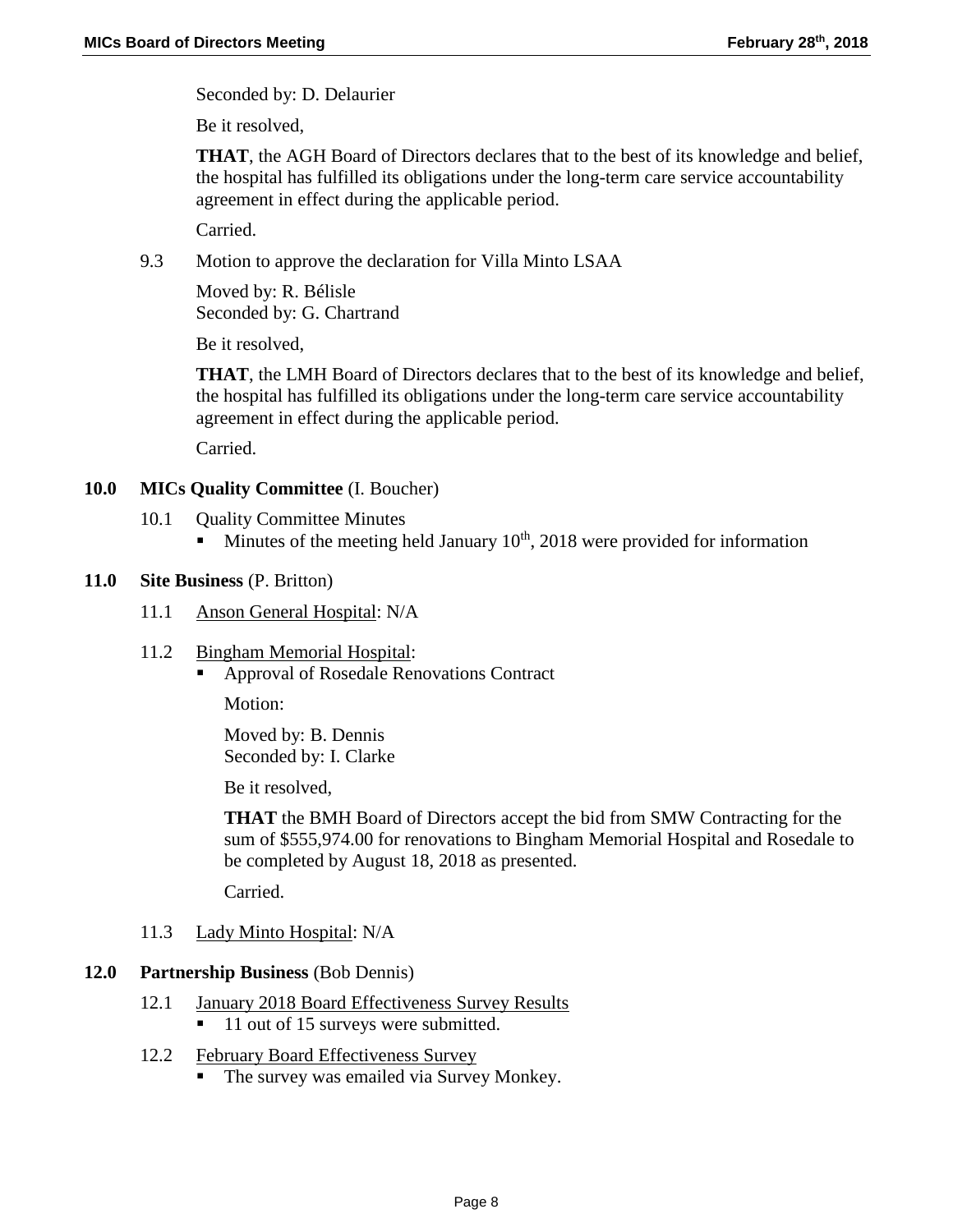Seconded by: D. Delaurier

Be it resolved,

**THAT**, the AGH Board of Directors declares that to the best of its knowledge and belief, the hospital has fulfilled its obligations under the long-term care service accountability agreement in effect during the applicable period.

Carried.

9.3 Motion to approve the declaration for Villa Minto LSAA

Moved by: R. Bélisle
Seconded by: G. Chartrand

Be it resolved,

**THAT**, the LMH Board of Directors declares that to the best of its knowledge and belief, the hospital has fulfilled its obligations under the long-term care service accountability agreement in effect during the applicable period.

Carried.

## 10.0 MICs Quality Committee (I. Boucher)

10.1 Quality Committee Minutes

- Minutes of the meeting held January 10th, 2018 were provided for information

## 11.0 Site Business (P. Britton)

11.1 Anson General Hospital: N/A

11.2 Bingham Memorial Hospital:

- Approval of Rosedale Renovations Contract

  Motion:

  Moved by: B. Dennis
  Seconded by: I. Clarke

  Be it resolved,

  **THAT** the BMH Board of Directors accept the bid from SMW Contracting for the sum of $555,974.00 for renovations to Bingham Memorial Hospital and Rosedale to be completed by August 18, 2018 as presented.

  Carried.

11.3 Lady Minto Hospital: N/A

## 12.0 Partnership Business (Bob Dennis)

12.1 January 2018 Board Effectiveness Survey Results

- 11 out of 15 surveys were submitted.

12.2 February Board Effectiveness Survey

- The survey was emailed via Survey Monkey.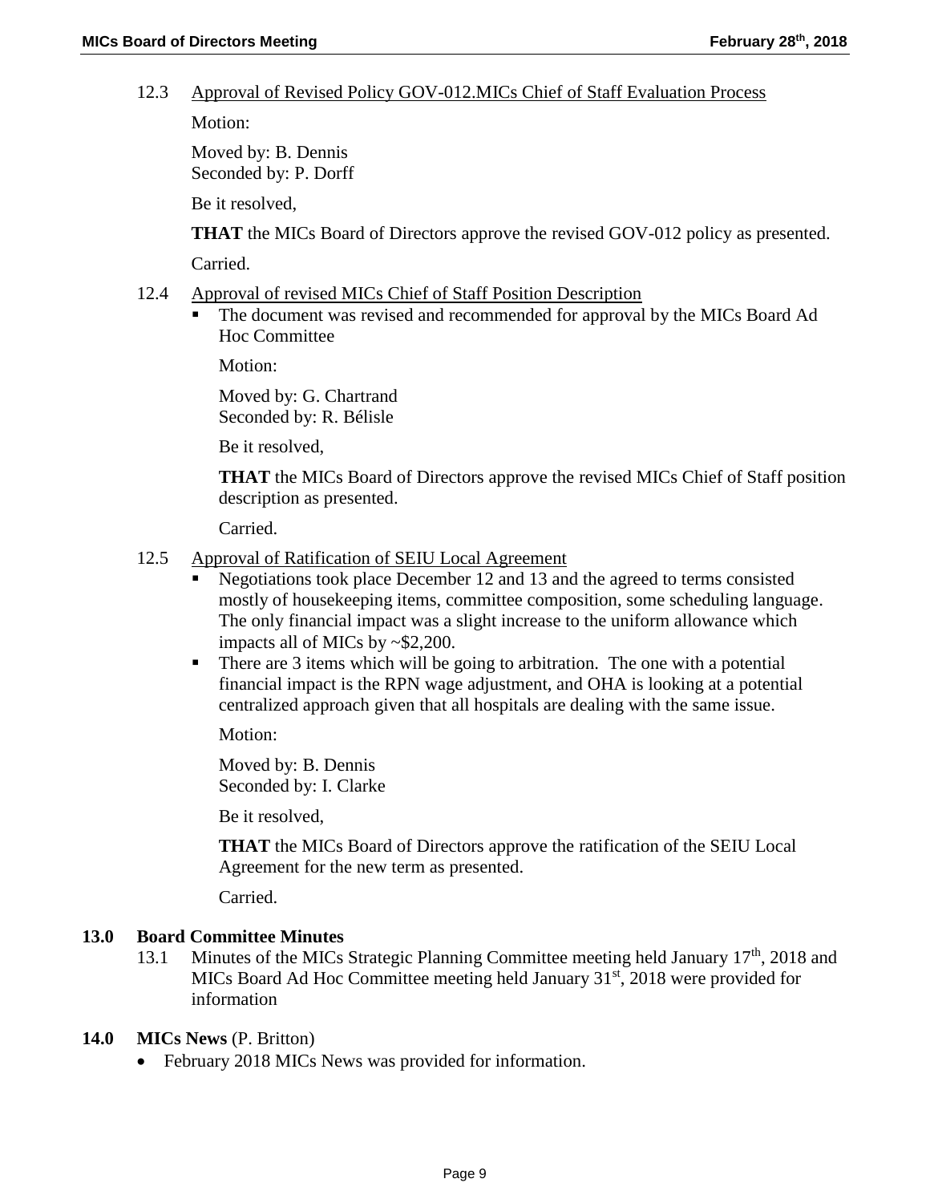12.3 Approval of Revised Policy GOV-012.MICs Chief of Staff Evaluation Process

Motion:

Moved by: B. Dennis
Seconded by: P. Dorff

Be it resolved,

**THAT** the MICs Board of Directors approve the revised GOV-012 policy as presented.

Carried.

12.4 Approval of revised MICs Chief of Staff Position Description

- The document was revised and recommended for approval by the MICs Board Ad Hoc Committee

  Motion:

  Moved by: G. Chartrand
  Seconded by: R. Bélisle

  Be it resolved,

  **THAT** the MICs Board of Directors approve the revised MICs Chief of Staff position description as presented.

  Carried.

12.5 Approval of Ratification of SEIU Local Agreement

- Negotiations took place December 12 and 13 and the agreed to terms consisted mostly of housekeeping items, committee composition, some scheduling language. The only financial impact was a slight increase to the uniform allowance which impacts all of MICs by ~$2,200.
- There are 3 items which will be going to arbitration. The one with a potential financial impact is the RPN wage adjustment, and OHA is looking at a potential centralized approach given that all hospitals are dealing with the same issue.

  Motion:

  Moved by: B. Dennis
  Seconded by: I. Clarke

  Be it resolved,

  **THAT** the MICs Board of Directors approve the ratification of the SEIU Local Agreement for the new term as presented.

  Carried.

## 13.0 Board Committee Minutes

13.1 Minutes of the MICs Strategic Planning Committee meeting held January 17th, 2018 and MICs Board Ad Hoc Committee meeting held January 31st, 2018 were provided for information

## 14.0 MICs News (P. Britton)

- February 2018 MICs News was provided for information.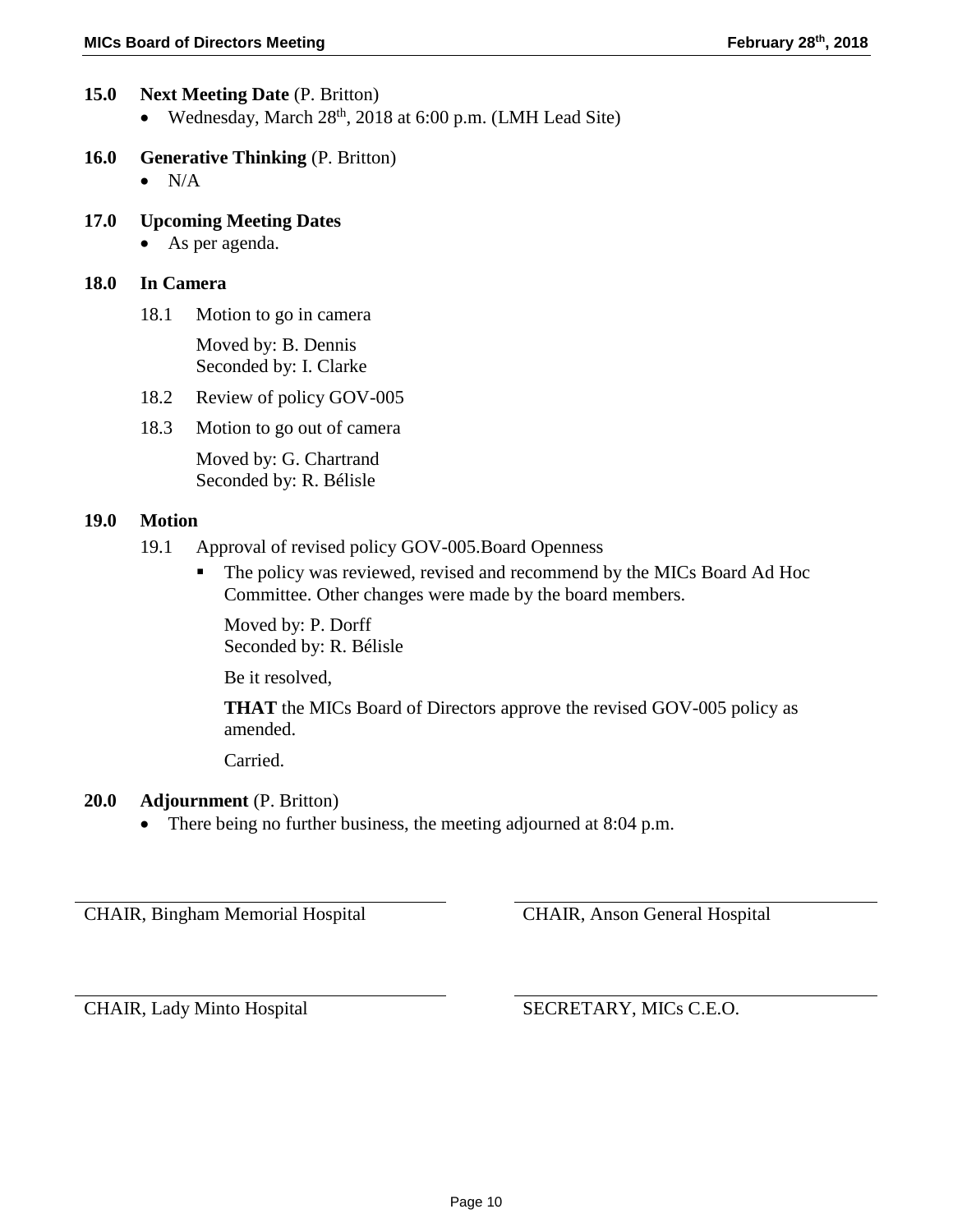**15.0 Next Meeting Date** (P. Britton)

- Wednesday, March 28th, 2018 at 6:00 p.m. (LMH Lead Site)

**16.0 Generative Thinking** (P. Britton)

- N/A

**17.0 Upcoming Meeting Dates**

- As per agenda.

**18.0 In Camera**

18.1 Motion to go in camera

Moved by: B. Dennis
Seconded by: I. Clarke

18.2 Review of policy GOV-005

18.3 Motion to go out of camera

Moved by: G. Chartrand
Seconded by: R. Bélisle

**19.0 Motion**

19.1 Approval of revised policy GOV-005.Board Openness

- The policy was reviewed, revised and recommend by the MICs Board Ad Hoc Committee. Other changes were made by the board members.

  Moved by: P. Dorff
  Seconded by: R. Bélisle

  Be it resolved,

  **THAT** the MICs Board of Directors approve the revised GOV-005 policy as amended.

  Carried.

**20.0 Adjournment** (P. Britton)

- There being no further business, the meeting adjourned at 8:04 p.m.

CHAIR, Bingham Memorial Hospital

CHAIR, Anson General Hospital

CHAIR, Lady Minto Hospital

SECRETARY, MICs C.E.O.